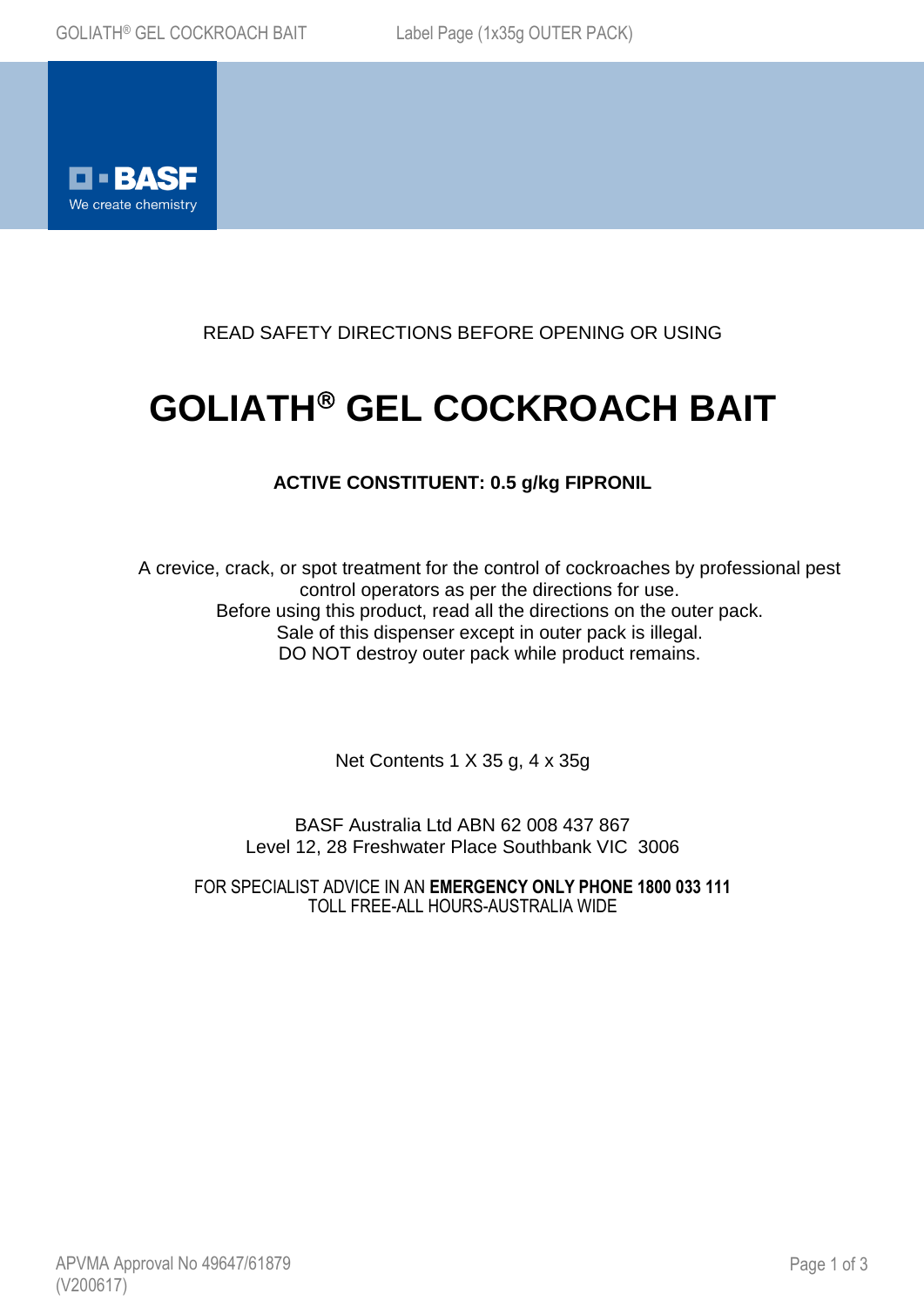READ SAFETY DIRECTIONS BEFORE OPENING OR USING

# GOLIATH® GEL COCKROACH BAIT

**ACTIVE CONSTITUENT: 0.5 g/kg FIPRONIL**

A crevice, crack, or spot treatment for the control of cockroaches by professional pest control operators as per the directions for use.
Before using this product, read all the directions on the outer pack.
Sale of this dispenser except in outer pack is illegal.
DO NOT destroy outer pack while product remains.

Net Contents 1 X 35 g, 4 x 35g

BASF Australia Ltd ABN 62 008 437 867
Level 12, 28 Freshwater Place Southbank VIC 3006

FOR SPECIALIST ADVICE IN AN **EMERGENCY ONLY PHONE 1800 033 111**
TOLL FREE-ALL HOURS-AUSTRALIA WIDE

APVMA Approval No 49647/61879
(V200617)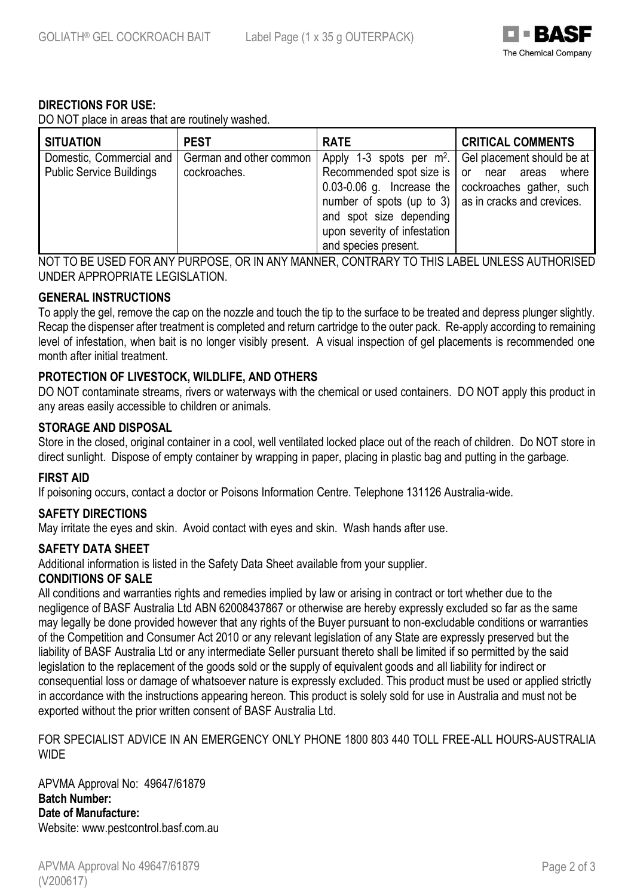## DIRECTIONS FOR USE:

DO NOT place in areas that are routinely washed.

| SITUATION | PEST | RATE | CRITICAL COMMENTS |
|---|---|---|---|
| Domestic, Commercial and Public Service Buildings | German and other common cockroaches. | Apply 1-3 spots per $m^2$. Recommended spot size is 0.03-0.06 g. Increase the number of spots (up to 3) and spot size depending upon severity of infestation and species present. | Gel placement should be at or near areas where cockroaches gather, such as in cracks and crevices. |

NOT TO BE USED FOR ANY PURPOSE, OR IN ANY MANNER, CONTRARY TO THIS LABEL UNLESS AUTHORISED UNDER APPROPRIATE LEGISLATION.

### GENERAL INSTRUCTIONS

To apply the gel, remove the cap on the nozzle and touch the tip to the surface to be treated and depress plunger slightly. Recap the dispenser after treatment is completed and return cartridge to the outer pack. Re-apply according to remaining level of infestation, when bait is no longer visibly present. A visual inspection of gel placements is recommended one month after initial treatment.

### PROTECTION OF LIVESTOCK, WILDLIFE, AND OTHERS

DO NOT contaminate streams, rivers or waterways with the chemical or used containers. DO NOT apply this product in any areas easily accessible to children or animals.

### STORAGE AND DISPOSAL

Store in the closed, original container in a cool, well ventilated locked place out of the reach of children. Do NOT store in direct sunlight. Dispose of empty container by wrapping in paper, placing in plastic bag and putting in the garbage.

### FIRST AID

If poisoning occurs, contact a doctor or Poisons Information Centre. Telephone 131126 Australia-wide.

### SAFETY DIRECTIONS

May irritate the eyes and skin. Avoid contact with eyes and skin. Wash hands after use.

### SAFETY DATA SHEET

Additional information is listed in the Safety Data Sheet available from your supplier.

### CONDITIONS OF SALE

All conditions and warranties rights and remedies implied by law or arising in contract or tort whether due to the negligence of BASF Australia Ltd ABN 62008437867 or otherwise are hereby expressly excluded so far as the same may legally be done provided however that any rights of the Buyer pursuant to non-excludable conditions or warranties of the Competition and Consumer Act 2010 or any relevant legislation of any State are expressly preserved but the liability of BASF Australia Ltd or any intermediate Seller pursuant thereto shall be limited if so permitted by the said legislation to the replacement of the goods sold or the supply of equivalent goods and all liability for indirect or consequential loss or damage of whatsoever nature is expressly excluded. This product must be used or applied strictly in accordance with the instructions appearing hereon. This product is solely sold for use in Australia and must not be exported without the prior written consent of BASF Australia Ltd.

FOR SPECIALIST ADVICE IN AN EMERGENCY ONLY PHONE 1800 803 440 TOLL FREE-ALL HOURS-AUSTRALIA WIDE

APVMA Approval No: 49647/61879
**Batch Number:**
**Date of Manufacture:**
Website: www.pestcontrol.basf.com.au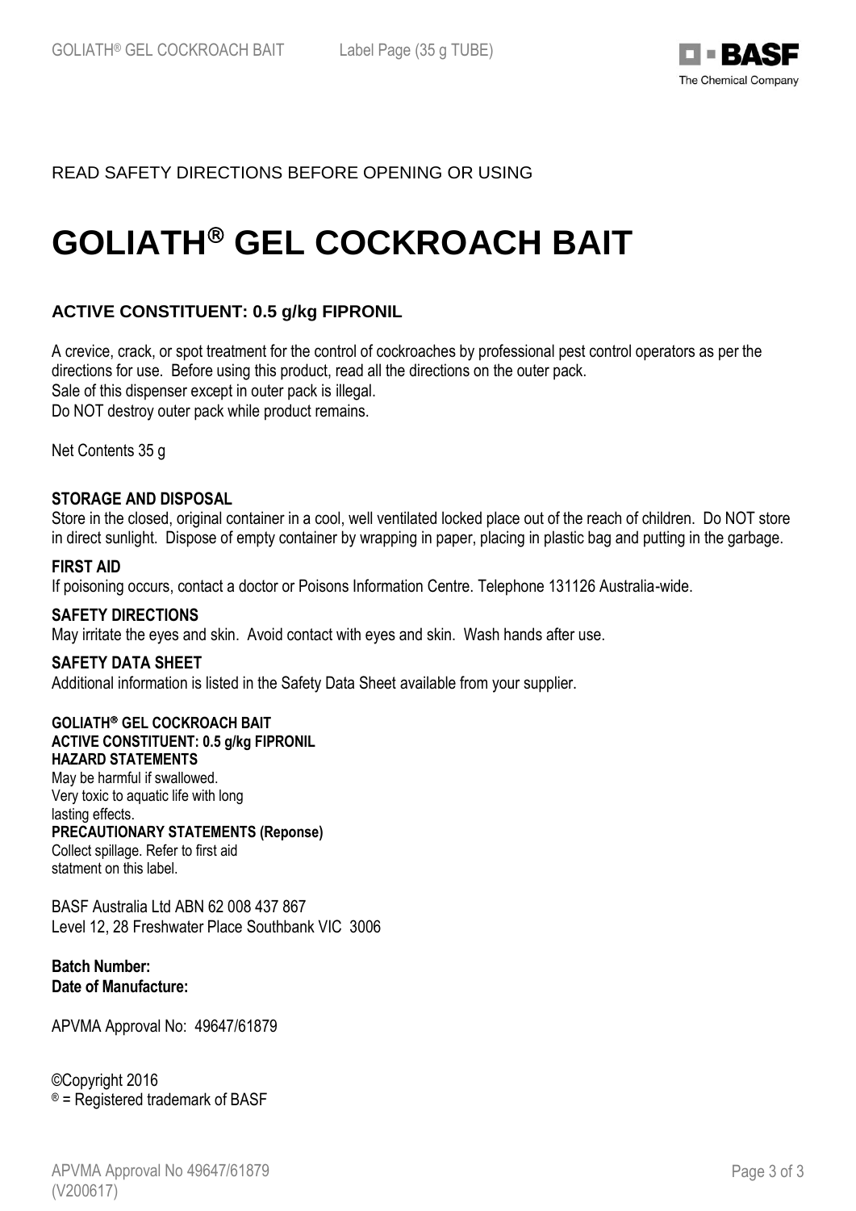READ SAFETY DIRECTIONS BEFORE OPENING OR USING

# GOLIATH® GEL COCKROACH BAIT

### ACTIVE CONSTITUENT: 0.5 g/kg FIPRONIL

A crevice, crack, or spot treatment for the control of cockroaches by professional pest control operators as per the directions for use. Before using this product, read all the directions on the outer pack.
Sale of this dispenser except in outer pack is illegal.
Do NOT destroy outer pack while product remains.

Net Contents 35 g

**STORAGE AND DISPOSAL**
Store in the closed, original container in a cool, well ventilated locked place out of the reach of children. Do NOT store in direct sunlight. Dispose of empty container by wrapping in paper, placing in plastic bag and putting in the garbage.

**FIRST AID**
If poisoning occurs, contact a doctor or Poisons Information Centre. Telephone 131126 Australia-wide.

**SAFETY DIRECTIONS**
May irritate the eyes and skin. Avoid contact with eyes and skin. Wash hands after use.

**SAFETY DATA SHEET**
Additional information is listed in the Safety Data Sheet available from your supplier.

**GOLIATH® GEL COCKROACH BAIT**
**ACTIVE CONSTITUENT: 0.5 g/kg FIPRONIL**
**HAZARD STATEMENTS**
May be harmful if swallowed.
Very toxic to aquatic life with long lasting effects.
**PRECAUTIONARY STATEMENTS (Reponse)**
Collect spillage. Refer to first aid statment on this label.

BASF Australia Ltd ABN 62 008 437 867
Level 12, 28 Freshwater Place Southbank VIC 3006

**Batch Number:**
**Date of Manufacture:**

APVMA Approval No: 49647/61879

©Copyright 2016
® = Registered trademark of BASF